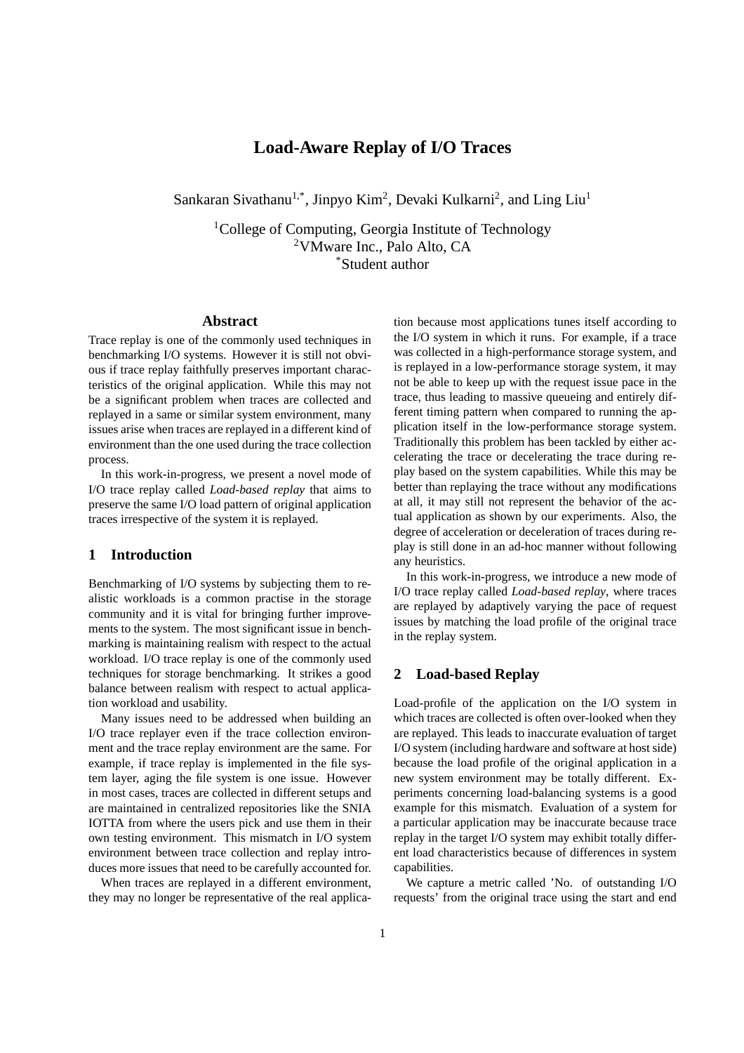# Load-Aware Replay of I/O Traces

Sankaran Sivathanu[1,*], Jinpyo Kim[2], Devaki Kulkarni[2], and Ling Liu[1]

[1]College of Computing, Georgia Institute of Technology
[2]VMware Inc., Palo Alto, CA
[*]Student author

## Abstract

Trace replay is one of the commonly used techniques in benchmarking I/O systems. However it is still not obvious if trace replay faithfully preserves important characteristics of the original application. While this may not be a significant problem when traces are collected and replayed in a same or similar system environment, many issues arise when traces are replayed in a different kind of environment than the one used during the trace collection process.

In this work-in-progress, we present a novel mode of I/O trace replay called *Load-based replay* that aims to preserve the same I/O load pattern of original application traces irrespective of the system it is replayed.

## 1 Introduction

Benchmarking of I/O systems by subjecting them to realistic workloads is a common practise in the storage community and it is vital for bringing further improvements to the system. The most significant issue in benchmarking is maintaining realism with respect to the actual workload. I/O trace replay is one of the commonly used techniques for storage benchmarking. It strikes a good balance between realism with respect to actual application workload and usability.

Many issues need to be addressed when building an I/O trace replayer even if the trace collection environment and the trace replay environment are the same. For example, if trace replay is implemented in the file system layer, aging the file system is one issue. However in most cases, traces are collected in different setups and are maintained in centralized repositories like the SNIA IOTTA from where the users pick and use them in their own testing environment. This mismatch in I/O system environment between trace collection and replay introduces more issues that need to be carefully accounted for.

When traces are replayed in a different environment, they may no longer be representative of the real application because most applications tunes itself according to the I/O system in which it runs. For example, if a trace was collected in a high-performance storage system, and is replayed in a low-performance storage system, it may not be able to keep up with the request issue pace in the trace, thus leading to massive queueing and entirely different timing pattern when compared to running the application itself in the low-performance storage system. Traditionally this problem has been tackled by either accelerating the trace or decelerating the trace during replay based on the system capabilities. While this may be better than replaying the trace without any modifications at all, it may still not represent the behavior of the actual application as shown by our experiments. Also, the degree of acceleration or deceleration of traces during replay is still done in an ad-hoc manner without following any heuristics.

In this work-in-progress, we introduce a new mode of I/O trace replay called *Load-based replay*, where traces are replayed by adaptively varying the pace of request issues by matching the load profile of the original trace in the replay system.

## 2 Load-based Replay

Load-profile of the application on the I/O system in which traces are collected is often over-looked when they are replayed. This leads to inaccurate evaluation of target I/O system (including hardware and software at host side) because the load profile of the original application in a new system environment may be totally different. Experiments concerning load-balancing systems is a good example for this mismatch. Evaluation of a system for a particular application may be inaccurate because trace replay in the target I/O system may exhibit totally different load characteristics because of differences in system capabilities.

We capture a metric called 'No. of outstanding I/O requests' from the original trace using the start and end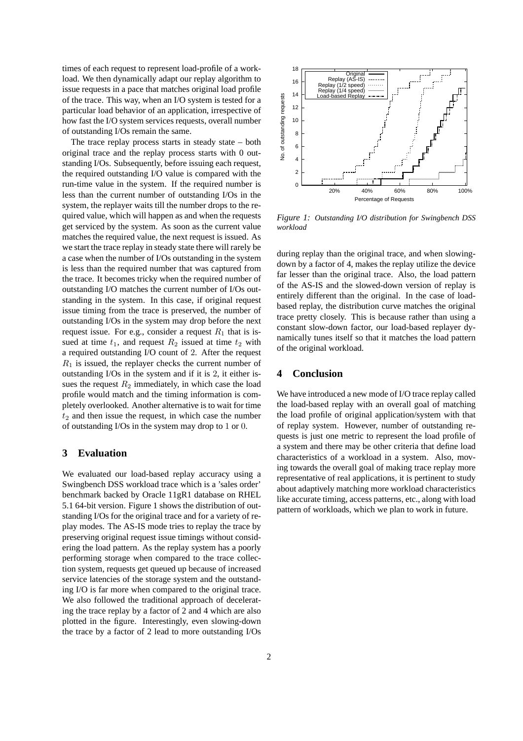times of each request to represent load-profile of a workload. We then dynamically adapt our replay algorithm to issue requests in a pace that matches original load profile of the trace. This way, when an I/O system is tested for a particular load behavior of an application, irrespective of how fast the I/O system services requests, overall number of outstanding I/Os remain the same.

The trace replay process starts in steady state – both original trace and the replay process starts with 0 outstanding I/Os. Subsequently, before issuing each request, the required outstanding I/O value is compared with the run-time value in the system. If the required number is less than the current number of outstanding I/Os in the system, the replayer waits till the number drops to the required value, which will happen as and when the requests get serviced by the system. As soon as the current value matches the required value, the next request is issued. As we start the trace replay in steady state there will rarely be a case when the number of I/Os outstanding in the system is less than the required number that was captured from the trace. It becomes tricky when the required number of outstanding I/O matches the current number of I/Os outstanding in the system. In this case, if original request issue timing from the trace is preserved, the number of outstanding I/Os in the system may drop before the next request issue. For e.g., consider a request $R_1$ that is issued at time $t_1$, and request $R_2$ issued at time $t_2$ with a required outstanding I/O count of 2. After the request $R_1$ is issued, the replayer checks the current number of outstanding I/Os in the system and if it is 2, it either issues the request $R_2$ immediately, in which case the load profile would match and the timing information is completely overlooked. Another alternative is to wait for time $t_2$ and then issue the request, in which case the number of outstanding I/Os in the system may drop to 1 or 0.

## 3 Evaluation

We evaluated our load-based replay accuracy using a Swingbench DSS workload trace which is a 'sales order' benchmark backed by Oracle 11gR1 database on RHEL 5.1 64-bit version. Figure 1 shows the distribution of outstanding I/Os for the original trace and for a variety of replay modes. The AS-IS mode tries to replay the trace by preserving original request issue timings without considering the load pattern. As the replay system has a poorly performing storage when compared to the trace collection system, requests get queued up because of increased service latencies of the storage system and the outstanding I/O is far more when compared to the original trace. We also followed the traditional approach of decelerating the trace replay by a factor of 2 and 4 which are also plotted in the figure. Interestingly, even slowing-down the trace by a factor of 2 lead to more outstanding I/Os

Original
Replay (AS-IS)
Replay (1/2 speed)
Replay (1/4 speed)
Load-based Replay
No. of outstanding requests
0 2 4 6 8 10 12 14 16 18
20% 40% 60% 80% 100%
Percentage of Requests

*Figure 1: Outstanding I/O distribution for Swingbench DSS workload*

during replay than the original trace, and when slowing-down by a factor of 4, makes the replay utilize the device far lesser than the original trace. Also, the load pattern of the AS-IS and the slowed-down version of replay is entirely different than the original. In the case of load-based replay, the distribution curve matches the original trace pretty closely. This is because rather than using a constant slow-down factor, our load-based replayer dynamically tunes itself so that it matches the load pattern of the original workload.

## 4 Conclusion

We have introduced a new mode of I/O trace replay called the load-based replay with an overall goal of matching the load profile of original application/system with that of replay system. However, number of outstanding requests is just one metric to represent the load profile of a system and there may be other criteria that define load characteristics of a workload in a system. Also, moving towards the overall goal of making trace replay more representative of real applications, it is pertinent to study about adaptively matching more workload characteristics like accurate timing, access patterns, etc., along with load pattern of workloads, which we plan to work in future.